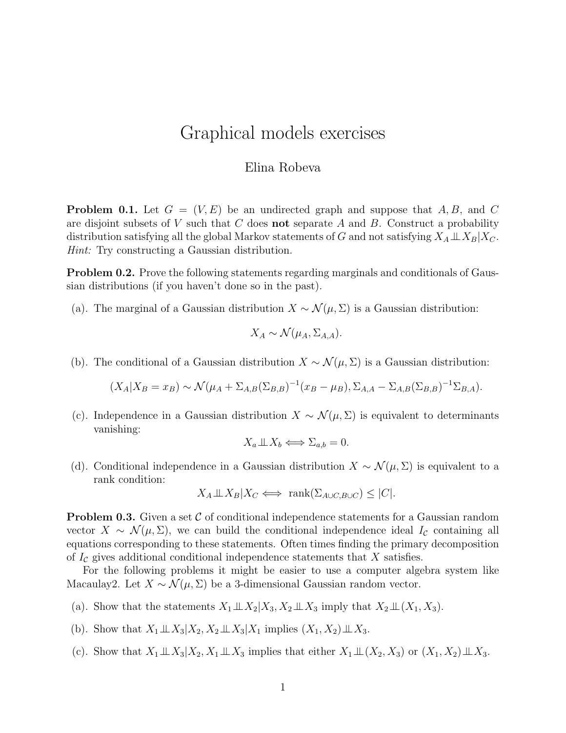# Graphical models exercises

Elina Robeva

**Problem 0.1.** Let $G = (V, E)$ be an undirected graph and suppose that $A, B$, and $C$ are disjoint subsets of $V$ such that $C$ does **not** separate $A$ and $B$. Construct a probability distribution satisfying all the global Markov statements of $G$ and not satisfying $X_A \perp\!\!\!\perp X_B | X_C$. *Hint:* Try constructing a Gaussian distribution.

**Problem 0.2.** Prove the following statements regarding marginals and conditionals of Gaussian distributions (if you haven't done so in the past).

(a). The marginal of a Gaussian distribution $X \sim \mathcal{N}(\mu, \Sigma)$ is a Gaussian distribution:

$$X_A \sim \mathcal{N}(\mu_A, \Sigma_{A,A}).$$

(b). The conditional of a Gaussian distribution $X \sim \mathcal{N}(\mu, \Sigma)$ is a Gaussian distribution:

$$(X_A | X_B = x_B) \sim \mathcal{N}(\mu_A + \Sigma_{A,B}(\Sigma_{B,B})^{-1}(x_B - \mu_B), \Sigma_{A,A} - \Sigma_{A,B}(\Sigma_{B,B})^{-1}\Sigma_{B,A}).$$

(c). Independence in a Gaussian distribution $X \sim \mathcal{N}(\mu, \Sigma)$ is equivalent to determinants vanishing:

$$X_a \perp\!\!\!\perp X_b \iff \Sigma_{a,b} = 0.$$

(d). Conditional independence in a Gaussian distribution $X \sim \mathcal{N}(\mu, \Sigma)$ is equivalent to a rank condition:

$$X_A \perp\!\!\!\perp X_B | X_C \iff \operatorname{rank}(\Sigma_{A \cup C, B \cup C}) \leq |C|.$$

**Problem 0.3.** Given a set $\mathcal{C}$ of conditional independence statements for a Gaussian random vector $X \sim \mathcal{N}(\mu, \Sigma)$, we can build the conditional independence ideal $I_{\mathcal{C}}$ containing all equations corresponding to these statements. Often times finding the primary decomposition of $I_{\mathcal{C}}$ gives additional conditional independence statements that $X$ satisfies.

For the following problems it might be easier to use a computer algebra system like Macaulay2. Let $X \sim \mathcal{N}(\mu, \Sigma)$ be a 3-dimensional Gaussian random vector.

(a). Show that the statements $X_1 \perp\!\!\!\perp X_2 | X_3, X_2 \perp\!\!\!\perp X_3$ imply that $X_2 \perp\!\!\!\perp (X_1, X_3)$.

(b). Show that $X_1 \perp\!\!\!\perp X_3 | X_2, X_2 \perp\!\!\!\perp X_3 | X_1$ implies $(X_1, X_2) \perp\!\!\!\perp X_3$.

(c). Show that $X_1 \perp\!\!\!\perp X_3 | X_2, X_1 \perp\!\!\!\perp X_3$ implies that either $X_1 \perp\!\!\!\perp (X_2, X_3)$ or $(X_1, X_2) \perp\!\!\!\perp X_3$.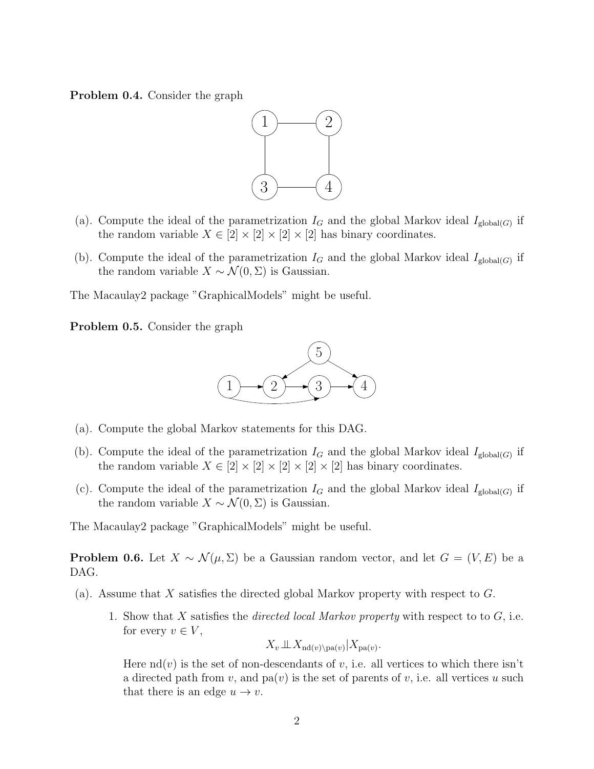**Problem 0.4.** Consider the graph

(a). Compute the ideal of the parametrization $I_G$ and the global Markov ideal $I_{\text{global}(G)}$ if the random variable $X \in [2] \times [2] \times [2] \times [2]$ has binary coordinates.

(b). Compute the ideal of the parametrization $I_G$ and the global Markov ideal $I_{\text{global}(G)}$ if the random variable $X \sim \mathcal{N}(0, \Sigma)$ is Gaussian.

The Macaulay2 package "GraphicalModels" might be useful.

**Problem 0.5.** Consider the graph

(a). Compute the global Markov statements for this DAG.

(b). Compute the ideal of the parametrization $I_G$ and the global Markov ideal $I_{\text{global}(G)}$ if the random variable $X \in [2] \times [2] \times [2] \times [2] \times [2]$ has binary coordinates.

(c). Compute the ideal of the parametrization $I_G$ and the global Markov ideal $I_{\text{global}(G)}$ if the random variable $X \sim \mathcal{N}(0, \Sigma)$ is Gaussian.

The Macaulay2 package "GraphicalModels" might be useful.

**Problem 0.6.** Let $X \sim \mathcal{N}(\mu, \Sigma)$ be a Gaussian random vector, and let $G = (V, E)$ be a DAG.

(a). Assume that $X$ satisfies the directed global Markov property with respect to $G$.

1. Show that $X$ satisfies the *directed local Markov property* with respect to to $G$, i.e. for every $v \in V$,

$$X_v \perp\!\!\!\perp X_{\text{nd}(v) \setminus \text{pa}(v)} | X_{\text{pa}(v)}.$$

Here $\text{nd}(v)$ is the set of non-descendants of $v$, i.e. all vertices to which there isn't a directed path from $v$, and $\text{pa}(v)$ is the set of parents of $v$, i.e. all vertices $u$ such that there is an edge $u \to v$.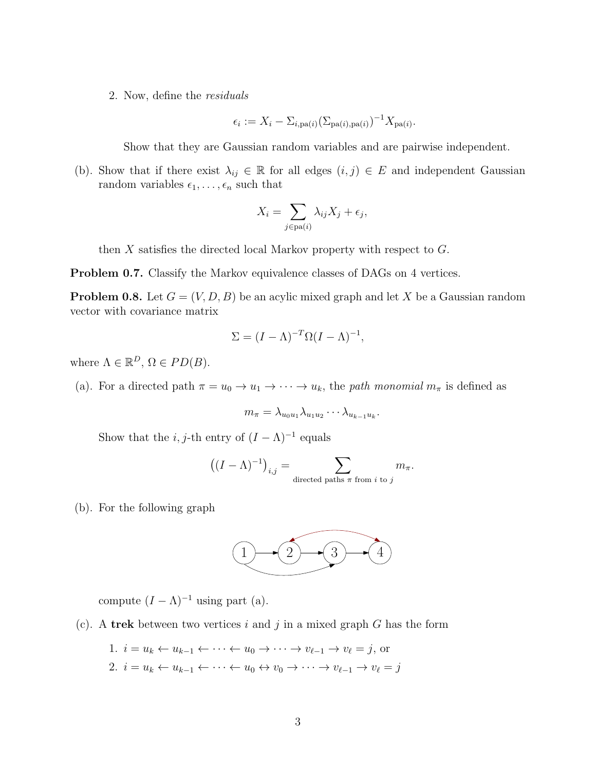2. Now, define the *residuals*

$$\epsilon_i := X_i - \Sigma_{i,\mathrm{pa}(i)}(\Sigma_{\mathrm{pa}(i),\mathrm{pa}(i)})^{-1}X_{\mathrm{pa}(i)}.$$

   Show that they are Gaussian random variables and are pairwise independent.

(b). Show that if there exist $\lambda_{ij} \in \mathbb{R}$ for all edges $(i,j) \in E$ and independent Gaussian random variables $\epsilon_1, \ldots, \epsilon_n$ such that

$$X_i = \sum_{j \in \mathrm{pa}(i)} \lambda_{ij} X_j + \epsilon_j,$$

then $X$ satisfies the directed local Markov property with respect to $G$.

**Problem 0.7.** Classify the Markov equivalence classes of DAGs on 4 vertices.

**Problem 0.8.** Let $G = (V, D, B)$ be an acylic mixed graph and let $X$ be a Gaussian random vector with covariance matrix

$$\Sigma = (I - \Lambda)^{-T}\Omega(I - \Lambda)^{-1},$$

where $\Lambda \in \mathbb{R}^D$, $\Omega \in PD(B)$.

(a). For a directed path $\pi = u_0 \to u_1 \to \cdots \to u_k$, the *path monomial* $m_\pi$ is defined as

$$m_\pi = \lambda_{u_0 u_1}\lambda_{u_1 u_2} \cdots \lambda_{u_{k-1}u_k}.$$

Show that the $i,j$-th entry of $(I - \Lambda)^{-1}$ equals

$$\left((I - \Lambda)^{-1}\right)_{i,j} = \sum_{\text{directed paths } \pi \text{ from } i \text{ to } j} m_\pi.$$

(b). For the following graph

[Graph: vertices 1, 2, 3, 4 with directed edges 1 → 2, 2 → 3, 3 → 4, 1 → 3, and a bidirected edge 2 ↔ 4]

compute $(I - \Lambda)^{-1}$ using part (a).

(c). A **trek** between two vertices $i$ and $j$ in a mixed graph $G$ has the form

1. $i = u_k \leftarrow u_{k-1} \leftarrow \cdots \leftarrow u_0 \to \cdots \to v_{\ell-1} \to v_\ell = j$, or
2. $i = u_k \leftarrow u_{k-1} \leftarrow \cdots \leftarrow u_0 \leftrightarrow v_0 \to \cdots \to v_{\ell-1} \to v_\ell = j$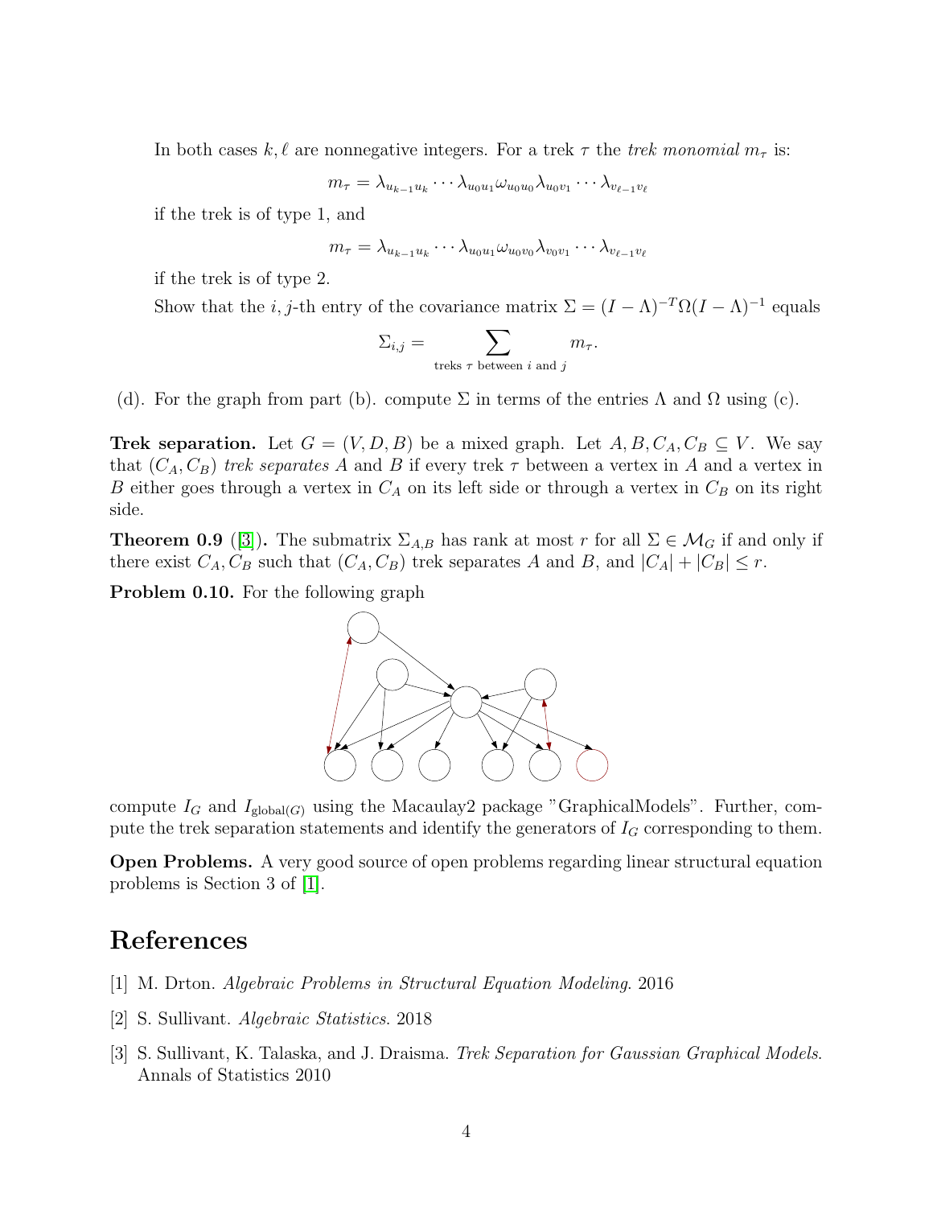In both cases $k, \ell$ are nonnegative integers. For a trek $\tau$ the *trek monomial* $m_\tau$ is:

$$m_\tau = \lambda_{u_{k-1}u_k} \cdots \lambda_{u_0u_1}\omega_{u_0u_0}\lambda_{u_0v_1} \cdots \lambda_{v_{\ell-1}v_\ell}$$

if the trek is of type 1, and

$$m_\tau = \lambda_{u_{k-1}u_k} \cdots \lambda_{u_0u_1}\omega_{u_0v_0}\lambda_{v_0v_1} \cdots \lambda_{v_{\ell-1}v_\ell}$$

if the trek is of type 2.

Show that the $i, j$-th entry of the covariance matrix $\Sigma = (I - \Lambda)^{-T}\Omega(I - \Lambda)^{-1}$ equals

$$\Sigma_{i,j} = \sum_{\text{treks } \tau \text{ between } i \text{ and } j} m_\tau.$$

(d). For the graph from part (b). compute $\Sigma$ in terms of the entries $\Lambda$ and $\Omega$ using (c).

**Trek separation.** Let $G = (V, D, B)$ be a mixed graph. Let $A, B, C_A, C_B \subseteq V$. We say that $(C_A, C_B)$ *trek separates* $A$ and $B$ if every trek $\tau$ between a vertex in $A$ and a vertex in $B$ either goes through a vertex in $C_A$ on its left side or through a vertex in $C_B$ on its right side.

**Theorem 0.9** ([3]). The submatrix $\Sigma_{A,B}$ has rank at most $r$ for all $\Sigma \in \mathcal{M}_G$ if and only if there exist $C_A, C_B$ such that $(C_A, C_B)$ trek separates $A$ and $B$, and $|C_A| + |C_B| \leq r$.

**Problem 0.10.** For the following graph

compute $I_G$ and $I_{\text{global}(G)}$ using the Macaulay2 package "GraphicalModels". Further, compute the trek separation statements and identify the generators of $I_G$ corresponding to them.

**Open Problems.** A very good source of open problems regarding linear structural equation problems is Section 3 of [1].

# References

[1] M. Drton. *Algebraic Problems in Structural Equation Modeling*. 2016

[2] S. Sullivant. *Algebraic Statistics*. 2018

[3] S. Sullivant, K. Talaska, and J. Draisma. *Trek Separation for Gaussian Graphical Models*. Annals of Statistics 2010